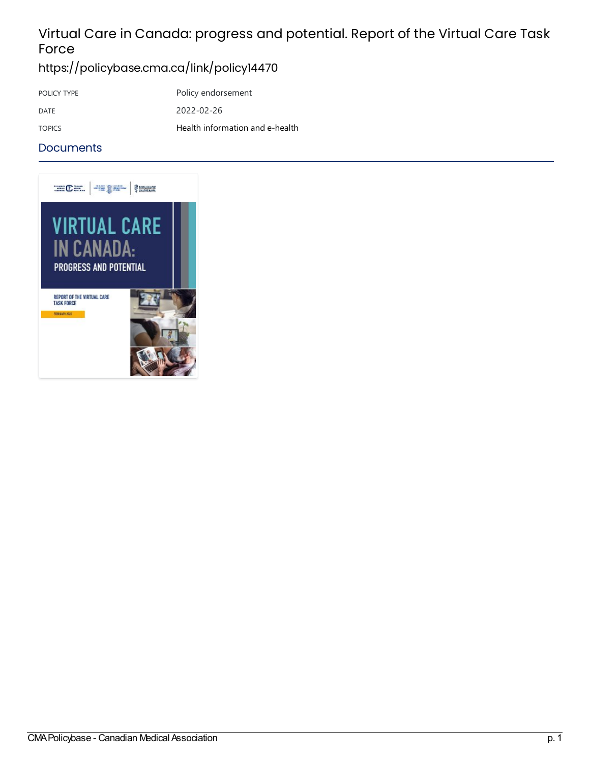# Virtual Care in Canada: progress and potential. Report of the Virtual Care Task Force

https://policybase.cma.ca/link/policy14470

| | |
|---|---|
| POLICY TYPE | Policy endorsement |
| DATE | 2022-02-26 |
| TOPICS | Health information and e-health |

## Documents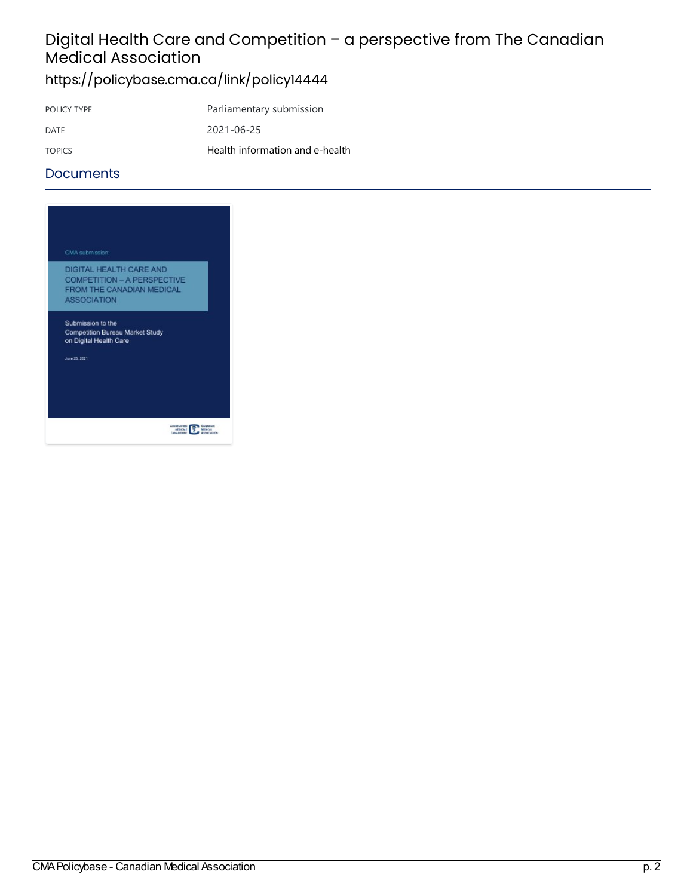# Digital Health Care and Competition – a perspective from The Canadian Medical Association

https://policybase.cma.ca/link/policy14444

| POLICY TYPE | Parliamentary submission |
| --- | --- |
| DATE | 2021-06-25 |
| TOPICS | Health information and e-health |

## Documents

CMA submission:

DIGITAL HEALTH CARE AND COMPETITION – A PERSPECTIVE FROM THE CANADIAN MEDICAL ASSOCIATION

Submission to the Competition Bureau Market Study on Digital Health Care

June 25, 2021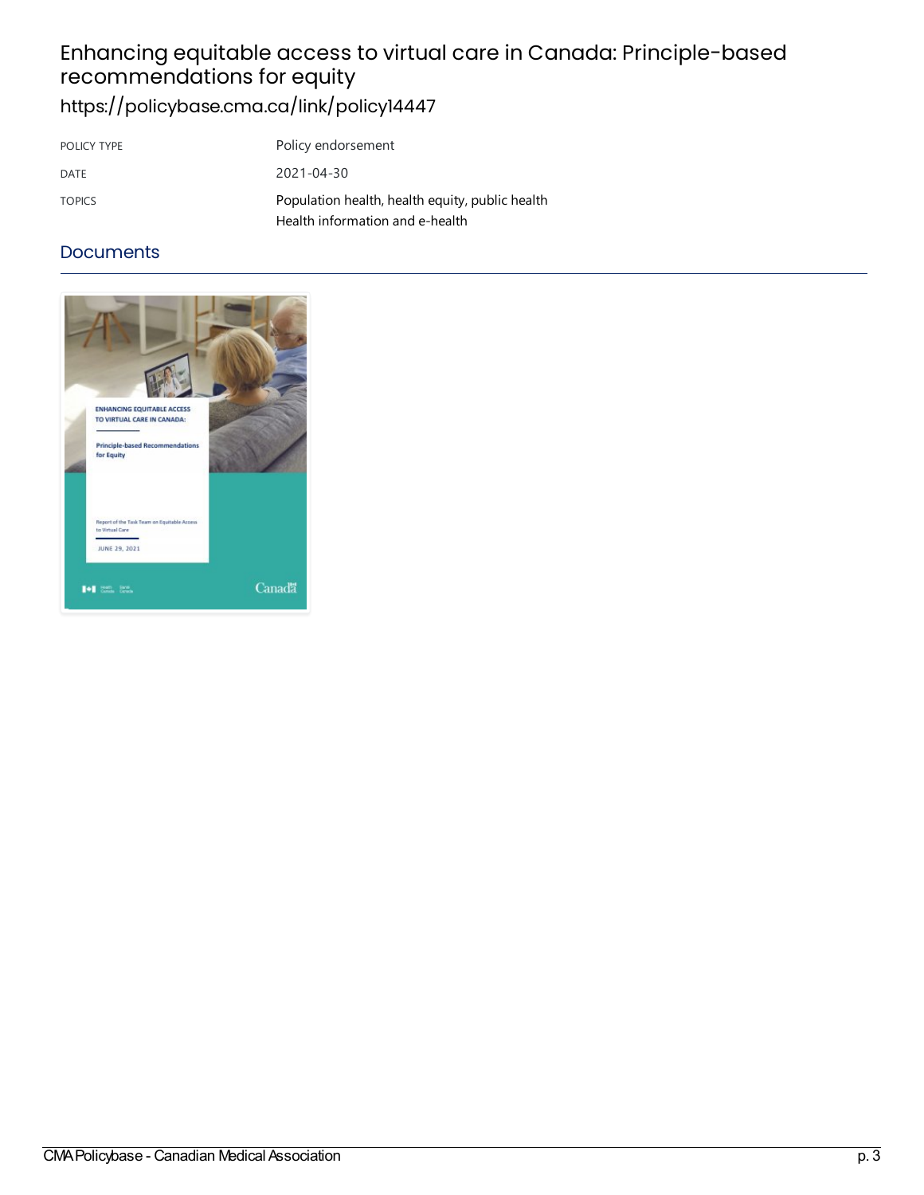# Enhancing equitable access to virtual care in Canada: Principle-based recommendations for equity

https://policybase.cma.ca/link/policy14447

| | |
|---|---|
| POLICY TYPE | Policy endorsement |
| DATE | 2021-04-30 |
| TOPICS | Population health, health equity, public health<br>Health information and e-health |

## Documents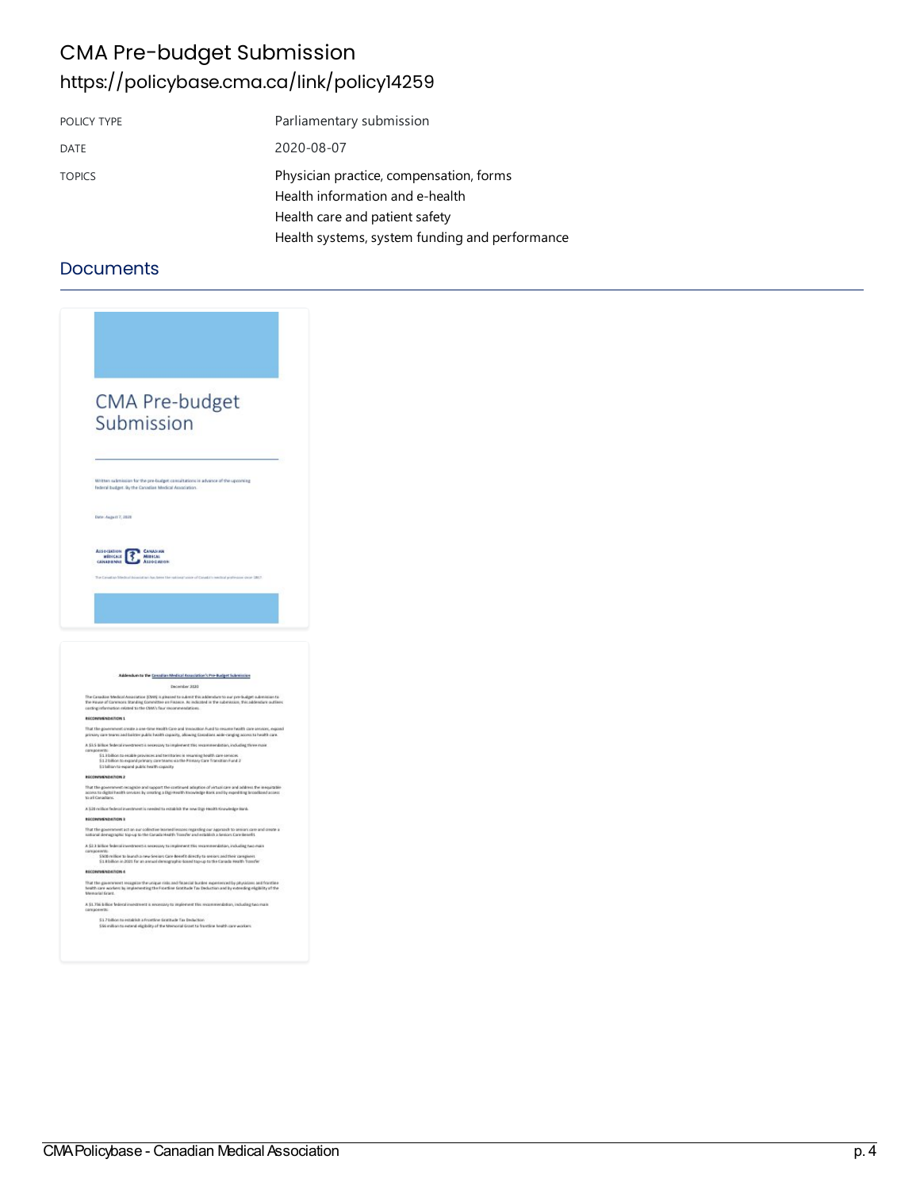# CMA Pre-budget Submission

https://policybase.cma.ca/link/policy14259

| POLICY TYPE | Parliamentary submission |
| --- | --- |
| DATE | 2020-08-07 |
| TOPICS | Physician practice, compensation, forms<br>Health information and e-health<br>Health care and patient safety<br>Health systems, system funding and performance |

## Documents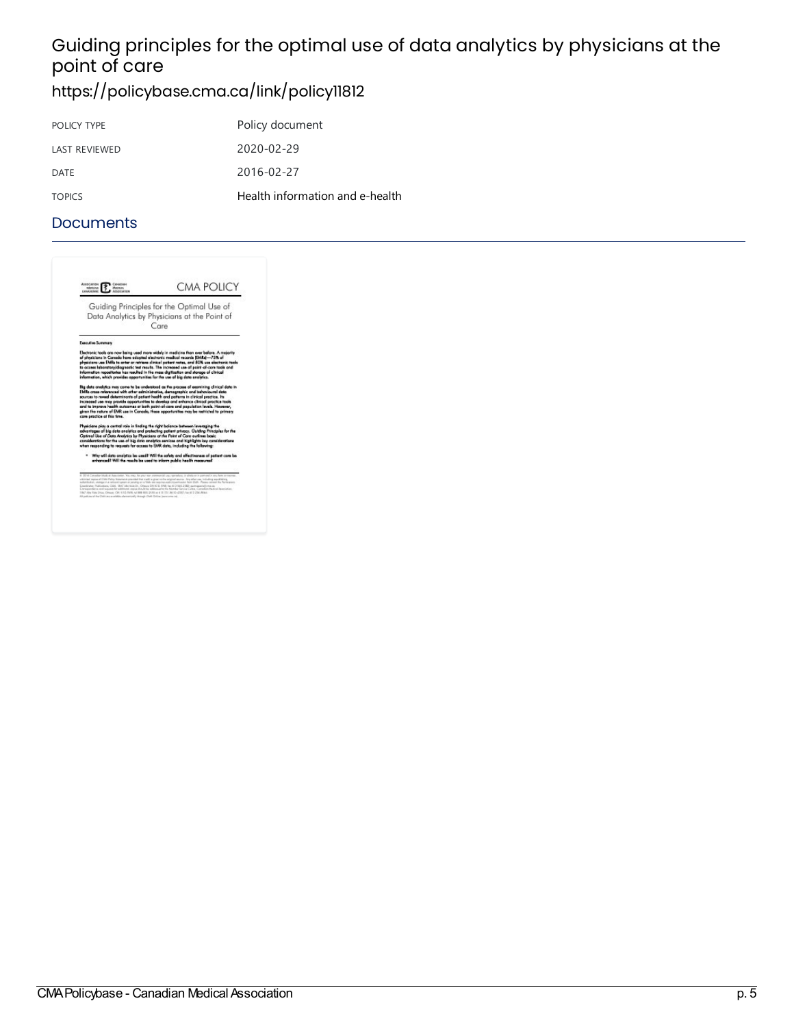# Guiding principles for the optimal use of data analytics by physicians at the point of care

https://policybase.cma.ca/link/policy11812

| | |
|---|---|
| POLICY TYPE | Policy document |
| LAST REVIEWED | 2020-02-29 |
| DATE | 2016-02-27 |
| TOPICS | Health information and e-health |

## Documents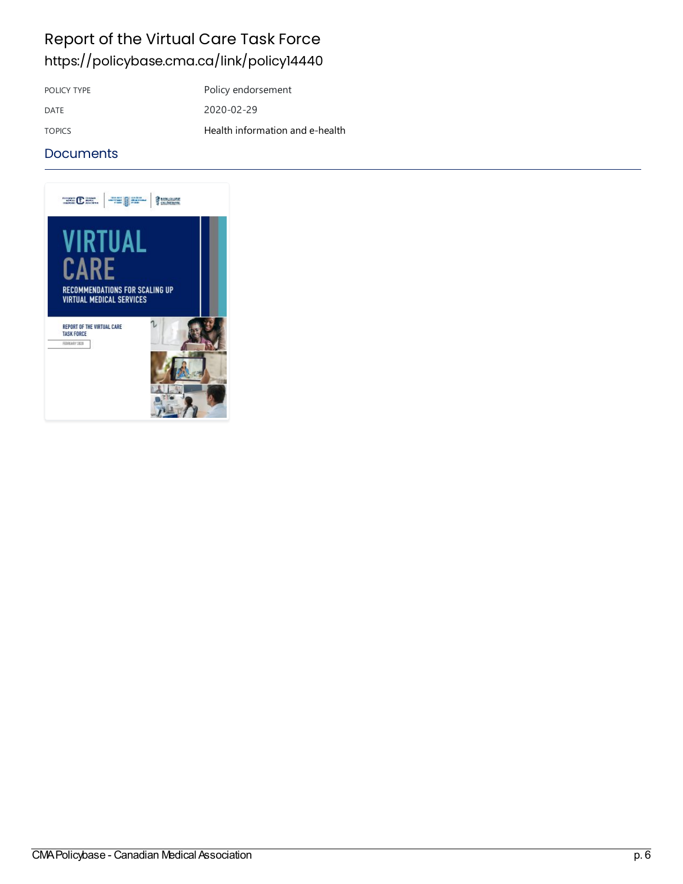# Report of the Virtual Care Task Force

https://policybase.cma.ca/link/policy14440

| POLICY TYPE | Policy endorsement |
| --- | --- |
| DATE | 2020-02-29 |
| TOPICS | Health information and e-health |

## Documents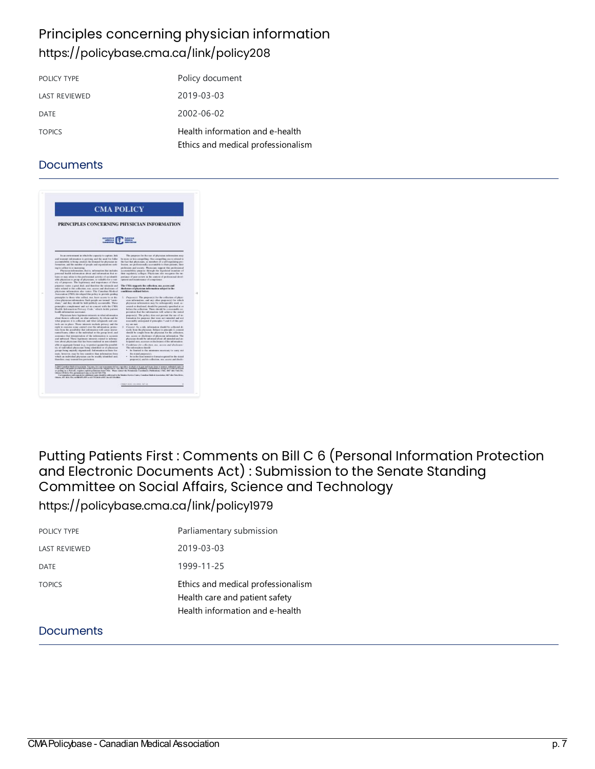# Principles concerning physician information

https://policybase.cma.ca/link/policy208

| POLICY TYPE | Policy document |
| --- | --- |
| LAST REVIEWED | 2019-03-03 |
| DATE | 2002-06-02 |
| TOPICS | Health information and e-health<br>Ethics and medical professionalism |

## Documents

# Putting Patients First : Comments on Bill C 6 (Personal Information Protection and Electronic Documents Act) : Submission to the Senate Standing Committee on Social Affairs, Science and Technology

https://policybase.cma.ca/link/policy1979

| POLICY TYPE | Parliamentary submission |
| --- | --- |
| LAST REVIEWED | 2019-03-03 |
| DATE | 1999-11-25 |
| TOPICS | Ethics and medical professionalism<br>Health care and patient safety<br>Health information and e-health |

## Documents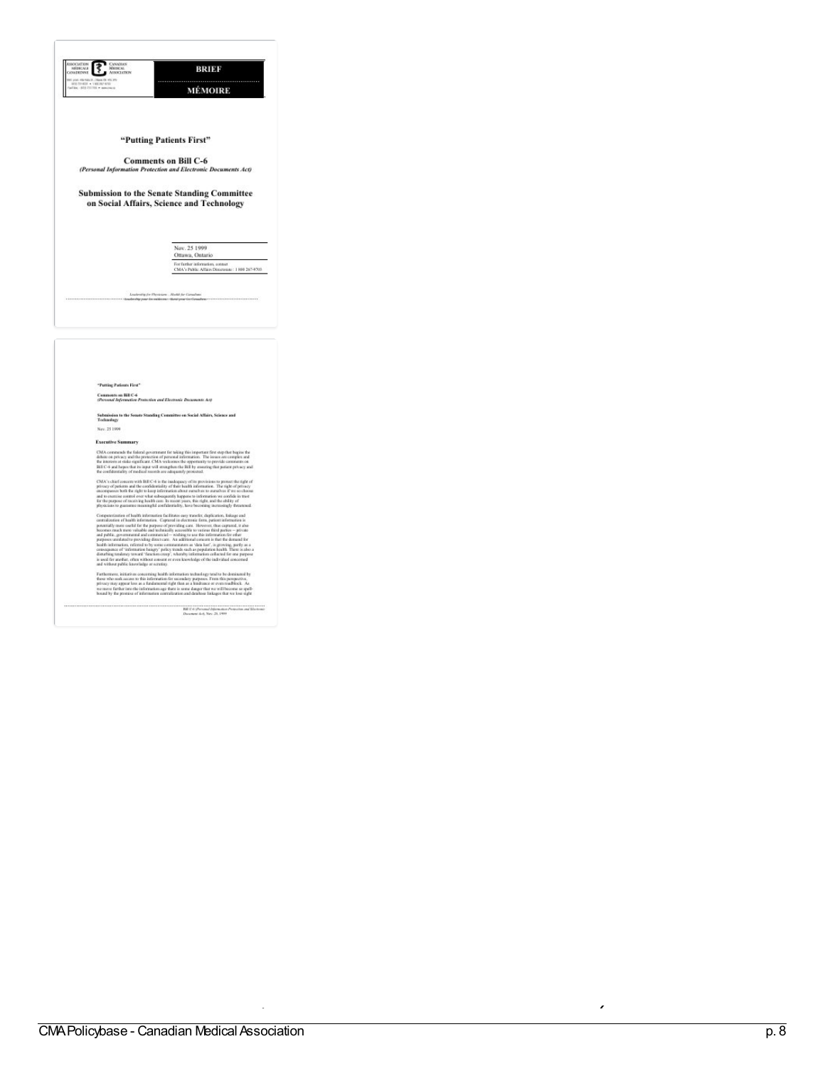ASSOCIATION MÉDICALE CANADIENNE | CANADIAN MEDICAL ASSOCIATION

**BRIEF**

**MÉMOIRE**

## "Putting Patients First"

### Comments on Bill C-6
*(Personal Information Protection and Electronic Documents Act)*

## Submission to the Senate Standing Committee on Social Affairs, Science and Technology

Nov. 25 1999
Ottawa, Ontario

For further information, contact
CMA's Public Affairs Directorate: 1 800 267-9703

*Leadership for Physicians ... Health for Canadians*
*Leadership pour les médecins – Santé pour les Canadiens*

---

**"Putting Patients First"**

**Comments on Bill C-6**
***(Personal Information Protection and Electronic Documents Act)***

**Submission to the Senate Standing Committee on Social Affairs, Science and Technology**

Nov. 25 1999

### Executive Summary

CMA commends the federal government for taking this important first step that begins the debate on privacy and the protection of personal information. The issues are complex and the interests at stake significant. CMA welcomes the opportunity to provide comments on Bill C-6 and hopes that its input will strengthen the Bill by ensuring that patient privacy and the confidentiality of medical records are adequately protected.

CMA's chief concern with Bill C-6 is the inadequacy of its provisions to protect the right of privacy of patients and the confidentiality of their health information. The right of privacy encompasses both the right to keep information about ourselves to ourselves if we so choose and to exercise control over what subsequently happens to information we confide in trust for the purpose of receiving health care. In recent years, this right, and the ability of physicians to guarantee meaningful confidentiality, have becoming increasingly threatened.

Computerization of health information facilitates easy transfer, duplication, linkage and centralization of health information. Captured in electronic form, patient information is potentially more useful for the purposes of providing care. However, thus captured, it also becomes much more valuable and technically accessible to various third parties -- private and public, governmental and commercial -- wishing to use this information for other purposes unrelated to providing direct care. An additional concern is that the demand for health information, referred to by some commentators as 'data lust', is growing, partly as a consequence of 'information hungry' policy trends such as population health. There is also a disturbing tendency toward 'function creep', whereby information collected for one purpose is used for another, often without consent or even knowledge of the individual concerned and without public knowledge or scrutiny.

Furthermore, initiatives concerning health information technology tend to be dominated by those who seek access to this information for secondary purposes. From this perspective, privacy may appear less as a fundamental right than as a hindrance or even roadblock. As we move further into the information age there is some danger that we will become so spell-bound by the promise of information centralization and database linkages that we lose sight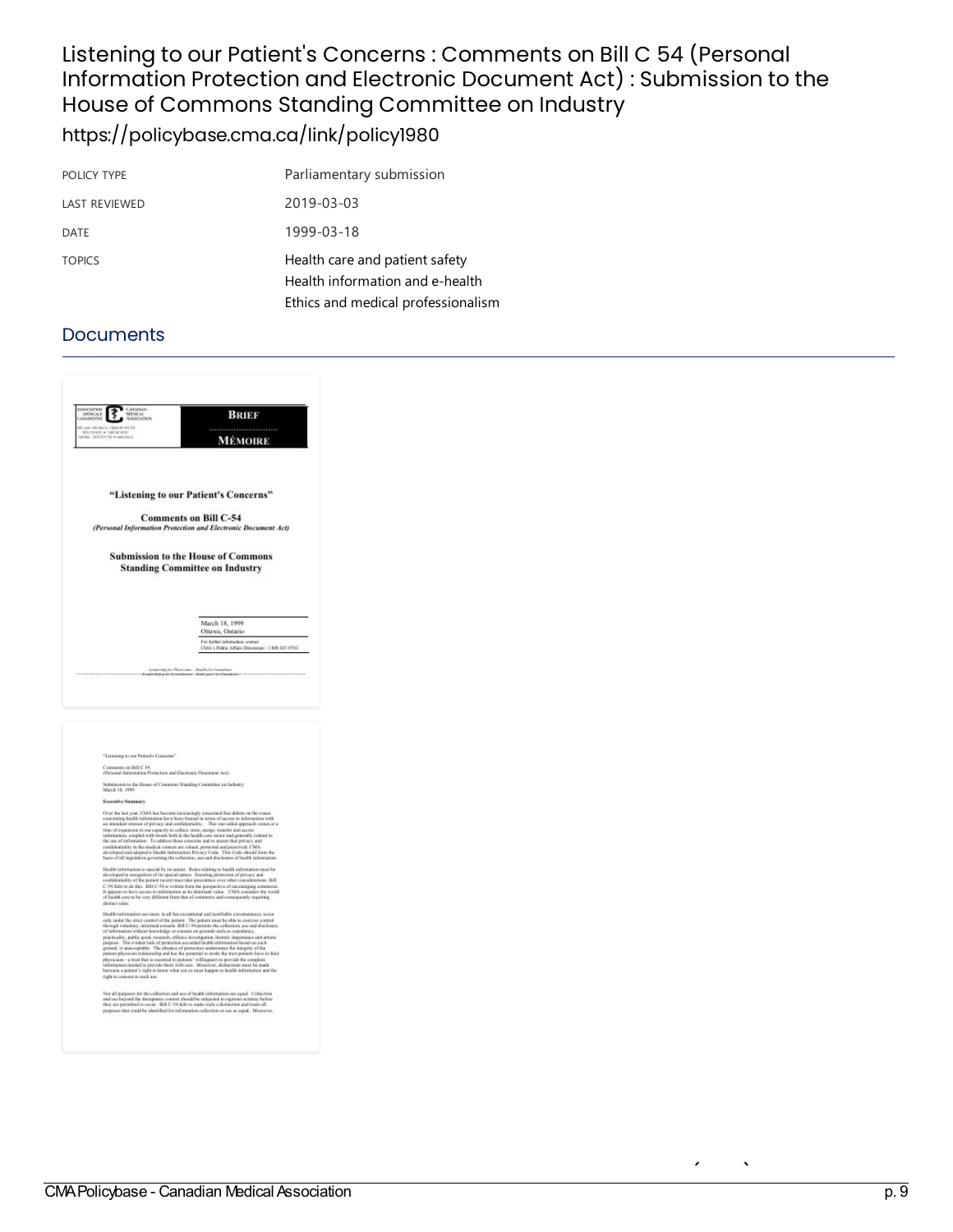# Listening to our Patient's Concerns : Comments on Bill C 54 (Personal Information Protection and Electronic Document Act) : Submission to the House of Commons Standing Committee on Industry

https://policybase.cma.ca/link/policy1980

| POLICY TYPE | Parliamentary submission |
|---|---|
| LAST REVIEWED | 2019-03-03 |
| DATE | 1999-03-18 |
| TOPICS | Health care and patient safety<br>Health information and e-health<br>Ethics and medical professionalism |

## Documents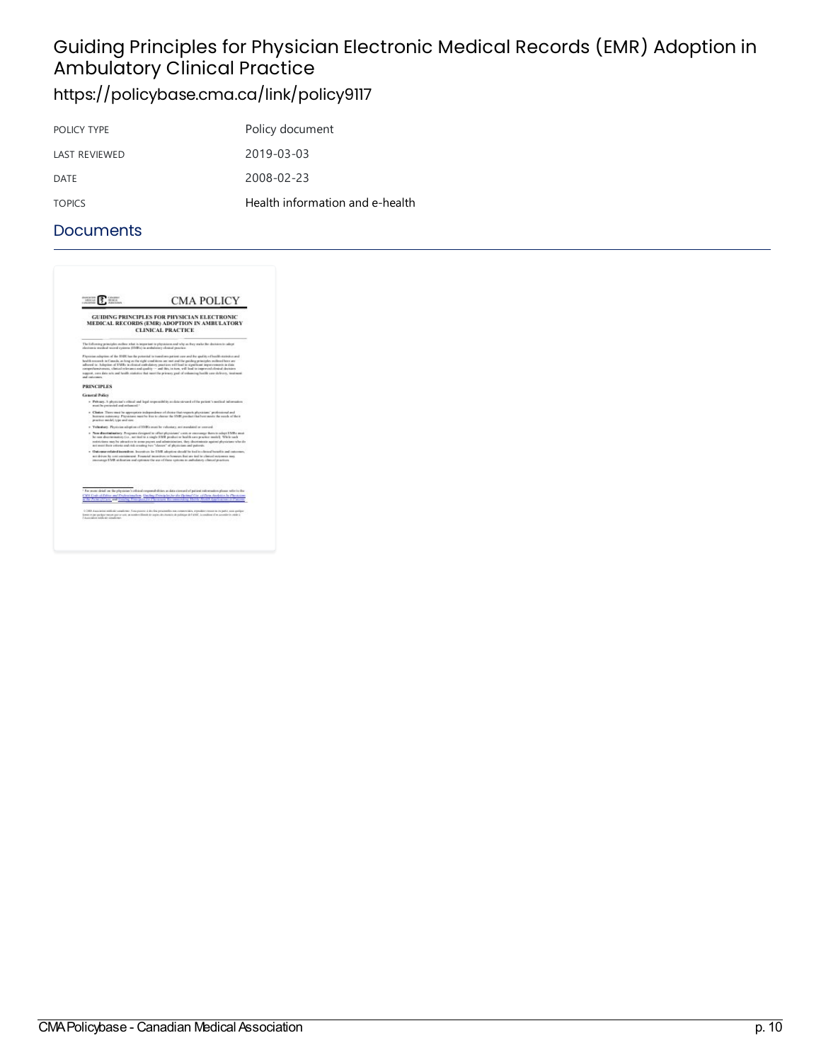# Guiding Principles for Physician Electronic Medical Records (EMR) Adoption in Ambulatory Clinical Practice

https://policybase.cma.ca/link/policy9117

| POLICY TYPE | Policy document |
| --- | --- |
| LAST REVIEWED | 2019-03-03 |
| DATE | 2008-02-23 |
| TOPICS | Health information and e-health |

## Documents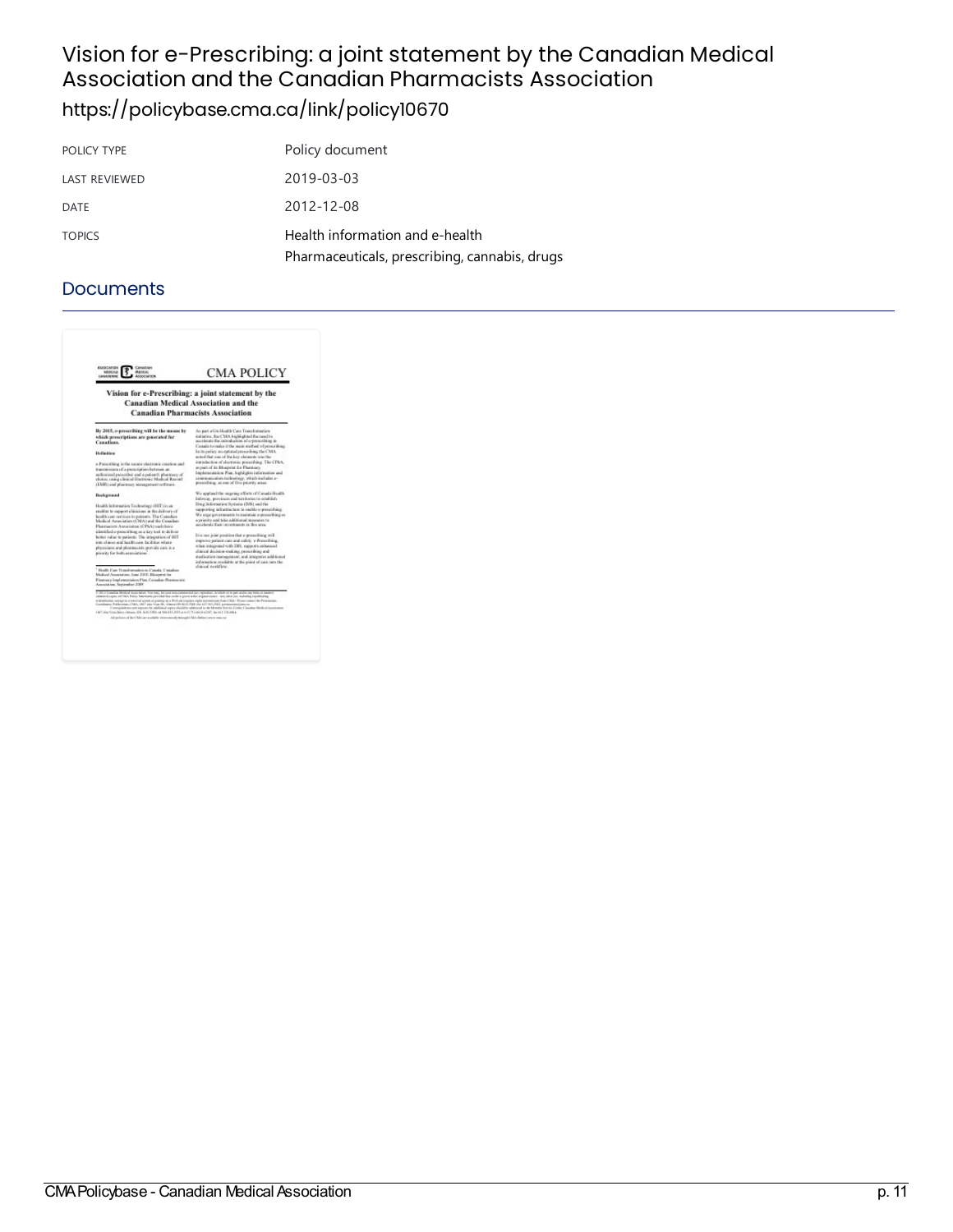# Vision for e-Prescribing: a joint statement by the Canadian Medical Association and the Canadian Pharmacists Association

https://policybase.cma.ca/link/policy10670

| | |
|---|---|
| POLICY TYPE | Policy document |
| LAST REVIEWED | 2019-03-03 |
| DATE | 2012-12-08 |
| TOPICS | Health information and e-health<br>Pharmaceuticals, prescribing, cannabis, drugs |

## Documents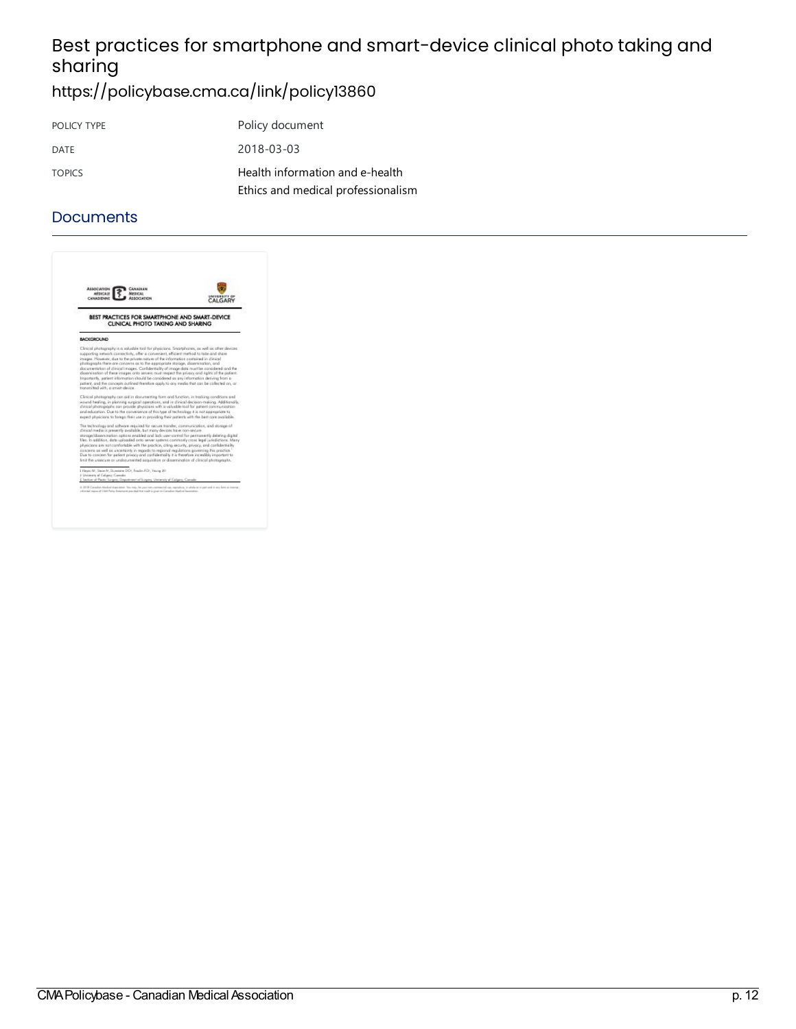# Best practices for smartphone and smart-device clinical photo taking and sharing

https://policybase.cma.ca/link/policy13860

| POLICY TYPE | Policy document |
| --- | --- |
| DATE | 2018-03-03 |
| TOPICS | Health information and e-health<br>Ethics and medical professionalism |

## Documents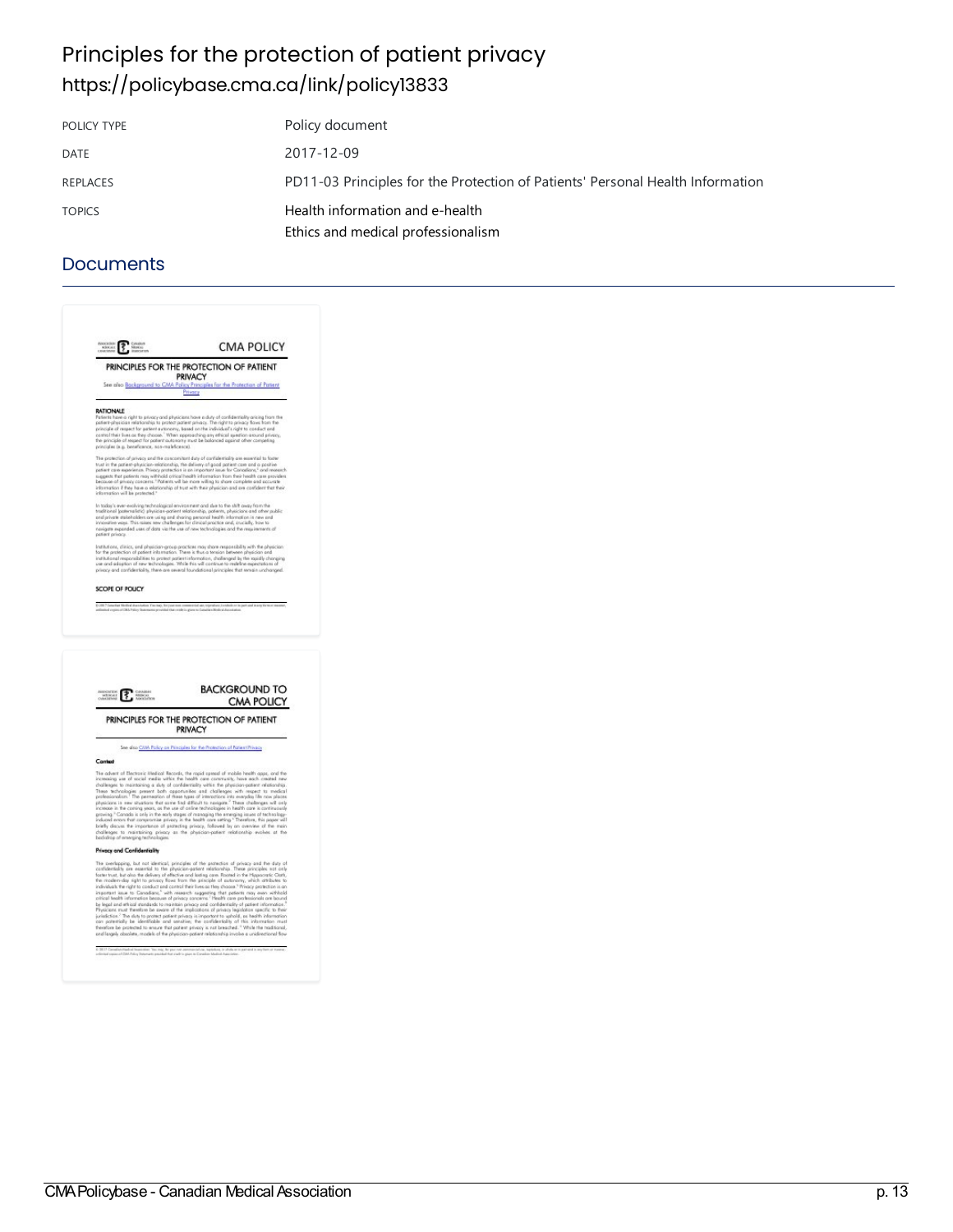# Principles for the protection of patient privacy

https://policybase.cma.ca/link/policy13833

| POLICY TYPE | Policy document |
| --- | --- |
| DATE | 2017-12-09 |
| REPLACES | PD11-03 Principles for the Protection of Patients' Personal Health Information |
| TOPICS | Health information and e-health<br>Ethics and medical professionalism |

## Documents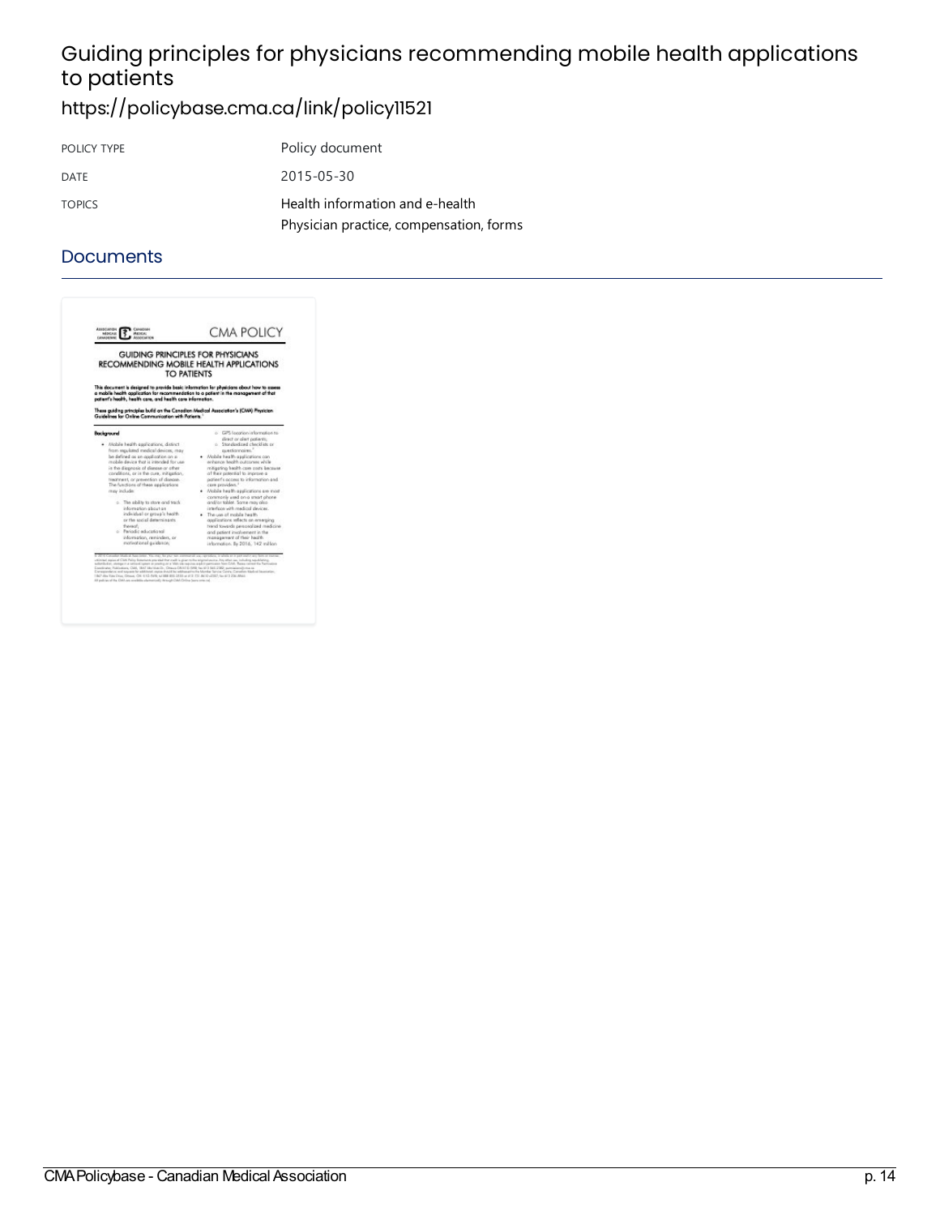# Guiding principles for physicians recommending mobile health applications to patients

https://policybase.cma.ca/link/policy11521

| POLICY TYPE | Policy document |
| --- | --- |
| DATE | 2015-05-30 |
| TOPICS | Health information and e-health<br>Physician practice, compensation, forms |

## Documents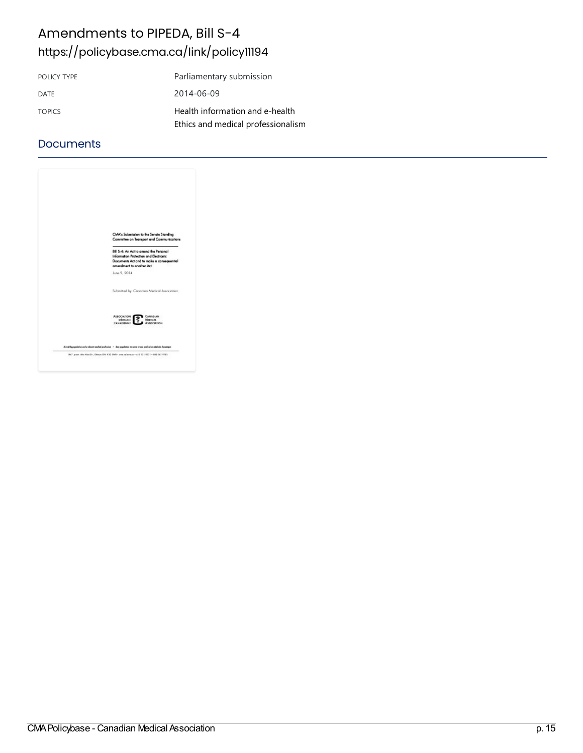# Amendments to PIPEDA, Bill S-4

https://policybase.cma.ca/link/policy11194

| | |
|---|---|
| POLICY TYPE | Parliamentary submission |
| DATE | 2014-06-09 |
| TOPICS | Health information and e-health<br>Ethics and medical professionalism |

## Documents

CMA's Submission to the Senate Standing Committee on Transport and Communications

Bill S-4: An Act to amend the Personal Information Protection and Electronic Documents Act and to make a consequential amendment to another Act

June 9, 2014

Submitted by: Canadian Medical Association

ASSOCIATION MÉDICALE CANADIENNE | CANADIAN MEDICAL ASSOCIATION